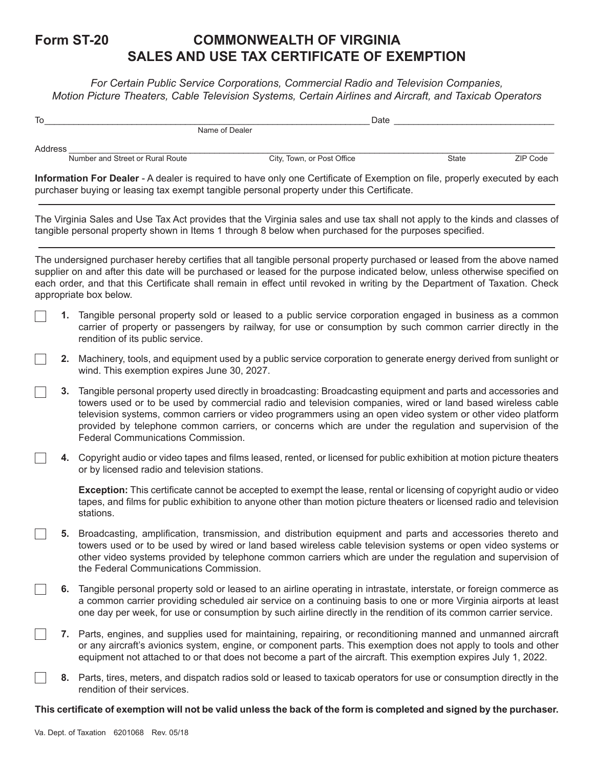**Form ST-20**

# COMMONWEALTH OF VIRGINIA
# SALES AND USE TAX CERTIFICATE OF EXEMPTION

*For Certain Public Service Corporations, Commercial Radio and Television Companies, Motion Picture Theaters, Cable Television Systems, Certain Airlines and Aircraft, and Taxicab Operators*

To______________________________________________________________ Date ______________________________
Name of Dealer

Address ______________________________________________________________________________________
Number and Street or Rural Route | City, Town, or Post Office | State | ZIP Code

**Information For Dealer** - A dealer is required to have only one Certificate of Exemption on file, properly executed by each purchaser buying or leasing tax exempt tangible personal property under this Certificate.

---

The Virginia Sales and Use Tax Act provides that the Virginia sales and use tax shall not apply to the kinds and classes of tangible personal property shown in Items 1 through 8 below when purchased for the purposes specified.

---

The undersigned purchaser hereby certifies that all tangible personal property purchased or leased from the above named supplier on and after this date will be purchased or leased for the purpose indicated below, unless otherwise specified on each order, and that this Certificate shall remain in effect until revoked in writing by the Department of Taxation. Check appropriate box below.

☐ **1.** Tangible personal property sold or leased to a public service corporation engaged in business as a common carrier of property or passengers by railway, for use or consumption by such common carrier directly in the rendition of its public service.

☐ **2.** Machinery, tools, and equipment used by a public service corporation to generate energy derived from sunlight or wind. This exemption expires June 30, 2027.

☐ **3.** Tangible personal property used directly in broadcasting: Broadcasting equipment and parts and accessories and towers used or to be used by commercial radio and television companies, wired or land based wireless cable television systems, common carriers or video programmers using an open video system or other video platform provided by telephone common carriers, or concerns which are under the regulation and supervision of the Federal Communications Commission.

☐ **4.** Copyright audio or video tapes and films leased, rented, or licensed for public exhibition at motion picture theaters or by licensed radio and television stations.

**Exception:** This certificate cannot be accepted to exempt the lease, rental or licensing of copyright audio or video tapes, and films for public exhibition to anyone other than motion picture theaters or licensed radio and television stations.

☐ **5.** Broadcasting, amplification, transmission, and distribution equipment and parts and accessories thereto and towers used or to be used by wired or land based wireless cable television systems or open video systems or other video systems provided by telephone common carriers which are under the regulation and supervision of the Federal Communications Commission.

☐ **6.** Tangible personal property sold or leased to an airline operating in intrastate, interstate, or foreign commerce as a common carrier providing scheduled air service on a continuing basis to one or more Virginia airports at least one day per week, for use or consumption by such airline directly in the rendition of its common carrier service.

☐ **7.** Parts, engines, and supplies used for maintaining, repairing, or reconditioning manned and unmanned aircraft or any aircraft's avionics system, engine, or component parts. This exemption does not apply to tools and other equipment not attached to or that does not become a part of the aircraft. This exemption expires July 1, 2022.

☐ **8.** Parts, tires, meters, and dispatch radios sold or leased to taxicab operators for use or consumption directly in the rendition of their services.

**This certificate of exemption will not be valid unless the back of the form is completed and signed by the purchaser.**

Va. Dept. of Taxation 6201068 Rev. 05/18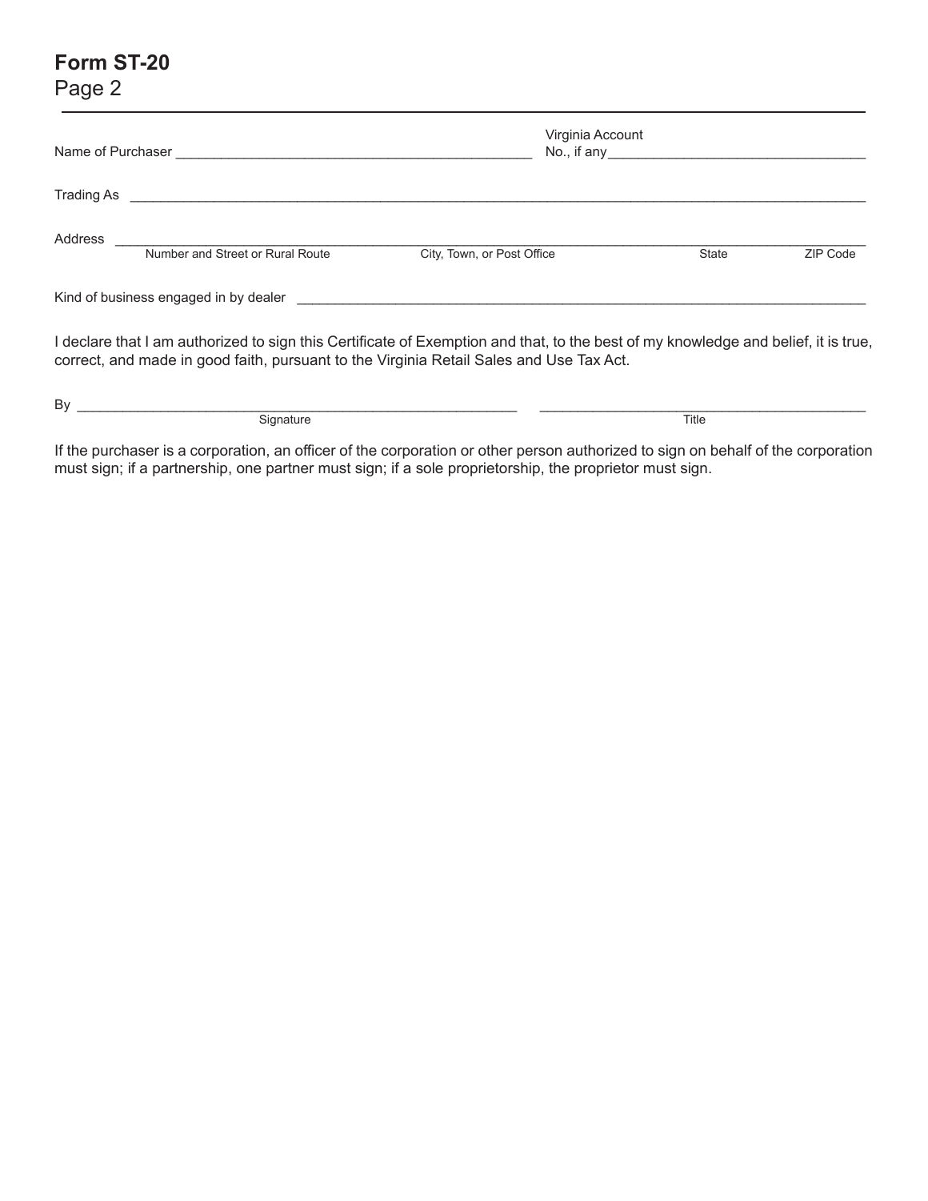## Form ST-20
Page 2

Name of Purchaser ______________________________ Virginia Account No., if any ______________________________

Trading As ______________________________________________________________

Address ______________________________________________________________
Number and Street or Rural Route | City, Town, or Post Office | State | ZIP Code

Kind of business engaged in by dealer ______________________________________________________________

I declare that I am authorized to sign this Certificate of Exemption and that, to the best of my knowledge and belief, it is true, correct, and made in good faith, pursuant to the Virginia Retail Sales and Use Tax Act.

By ______________________________ ______________________________
Signature | Title

If the purchaser is a corporation, an officer of the corporation or other person authorized to sign on behalf of the corporation must sign; if a partnership, one partner must sign; if a sole proprietorship, the proprietor must sign.